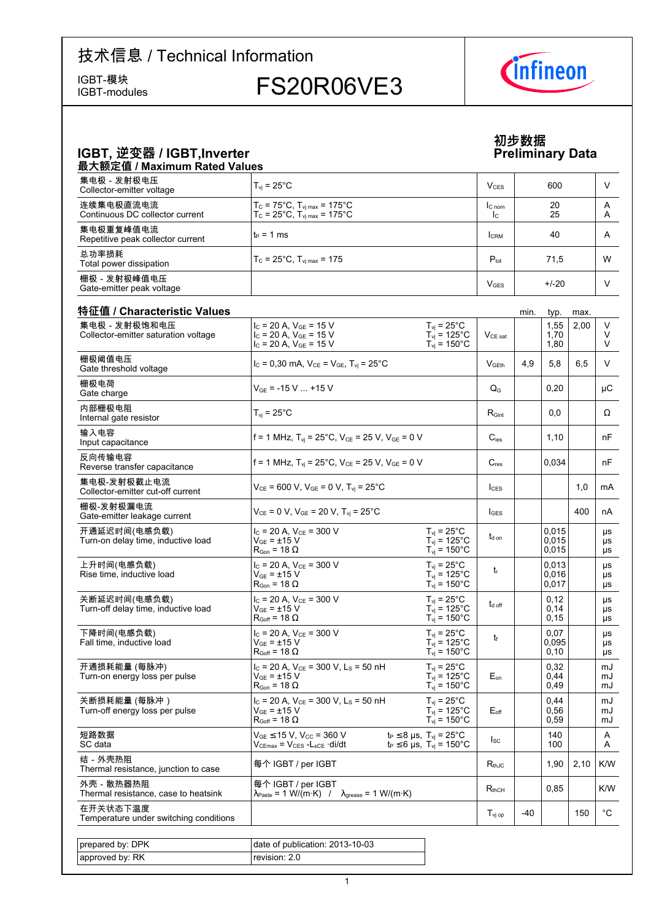# 技术信息 / Technical Information

IGBT-模块
IGBT-modules

# FS20R06VE3

## IGBT, 逆变器 / IGBT,Inverter

**初步数据**
**Preliminary Data**

### 最大额定值 / Maximum Rated Values

| | | | | |
|---|---|---|---|---|
| 集电极 - 发射极电压<br>Collector-emitter voltage | $T_{vj}$ = 25°C | $V_{CES}$ | 600 | V |
| 连续集电极直流电流<br>Continuous DC collector current | $T_C$ = 75°C, $T_{vj\,max}$ = 175°C<br>$T_C$ = 25°C, $T_{vj\,max}$ = 175°C | $I_{C\,nom}$<br>$I_C$ | 20<br>25 | A<br>A |
| 集电极重复峰值电流<br>Repetitive peak collector current | $t_P$ = 1 ms | $I_{CRM}$ | 40 | A |
| 总功率损耗<br>Total power dissipation | $T_C$ = 25°C, $T_{vj\,max}$ = 175 | $P_{tot}$ | 71,5 | W |
| 栅极 - 发射极峰值电压<br>Gate-emitter peak voltage | | $V_{GES}$ | +/-20 | V |

### 特征值 / Characteristic Values

| | | | | min. | typ. | max. | |
|---|---|---|---|---|---|---|---|
| 集电极 - 发射极饱和电压<br>Collector-emitter saturation voltage | $I_C$ = 20 A, $V_{GE}$ = 15 V<br>$I_C$ = 20 A, $V_{GE}$ = 15 V<br>$I_C$ = 20 A, $V_{GE}$ = 15 V | $T_{vj}$ = 25°C<br>$T_{vj}$ = 125°C<br>$T_{vj}$ = 150°C | $V_{CE\,sat}$ | | 1,55<br>1,70<br>1,80 | 2,00 | V<br>V<br>V |
| 栅极阈值电压<br>Gate threshold voltage | $I_C$ = 0,30 mA, $V_{CE}$ = $V_{GE}$, $T_{vj}$ = 25°C | | $V_{GEth}$ | 4,9 | 5,8 | 6,5 | V |
| 栅极电荷<br>Gate charge | $V_{GE}$ = -15 V ... +15 V | | $Q_G$ | | 0,20 | | µC |
| 内部栅极电阻<br>Internal gate resistor | $T_{vj}$ = 25°C | | $R_{Gint}$ | | 0,0 | | Ω |
| 输入电容<br>Input capacitance | f = 1 MHz, $T_{vj}$ = 25°C, $V_{CE}$ = 25 V, $V_{GE}$ = 0 V | | $C_{ies}$ | | 1,10 | | nF |
| 反向传输电容<br>Reverse transfer capacitance | f = 1 MHz, $T_{vj}$ = 25°C, $V_{CE}$ = 25 V, $V_{GE}$ = 0 V | | $C_{res}$ | | 0,034 | | nF |
| 集电极-发射极截止电流<br>Collector-emitter cut-off current | $V_{CE}$ = 600 V, $V_{GE}$ = 0 V, $T_{vj}$ = 25°C | | $I_{CES}$ | | | 1,0 | mA |
| 栅极-发射极漏电流<br>Gate-emitter leakage current | $V_{CE}$ = 0 V, $V_{GE}$ = 20 V, $T_{vj}$ = 25°C | | $I_{GES}$ | | | 400 | nA |
| 开通延迟时间(电感负载)<br>Turn-on delay time, inductive load | $I_C$ = 20 A, $V_{CE}$ = 300 V<br>$V_{GE}$ = ±15 V<br>$R_{Gon}$ = 18 Ω | $T_{vj}$ = 25°C<br>$T_{vj}$ = 125°C<br>$T_{vj}$ = 150°C | $t_{d\,on}$ | | 0,015<br>0,015<br>0,015 | | µs<br>µs<br>µs |
| 上升时间(电感负载)<br>Rise time, inductive load | $I_C$ = 20 A, $V_{CE}$ = 300 V<br>$V_{GE}$ = ±15 V<br>$R_{Gon}$ = 18 Ω | $T_{vj}$ = 25°C<br>$T_{vj}$ = 125°C<br>$T_{vj}$ = 150°C | $t_r$ | | 0,013<br>0,016<br>0,017 | | µs<br>µs<br>µs |
| 关断延迟时间(电感负载)<br>Turn-off delay time, inductive load | $I_C$ = 20 A, $V_{CE}$ = 300 V<br>$V_{GE}$ = ±15 V<br>$R_{Goff}$ = 18 Ω | $T_{vj}$ = 25°C<br>$T_{vj}$ = 125°C<br>$T_{vj}$ = 150°C | $t_{d\,off}$ | | 0,12<br>0,14<br>0,15 | | µs<br>µs<br>µs |
| 下降时间(电感负载)<br>Fall time, inductive load | $I_C$ = 20 A, $V_{CE}$ = 300 V<br>$V_{GE}$ = ±15 V<br>$R_{Goff}$ = 18 Ω | $T_{vj}$ = 25°C<br>$T_{vj}$ = 125°C<br>$T_{vj}$ = 150°C | $t_f$ | | 0,07<br>0,095<br>0,10 | | µs<br>µs<br>µs |
| 开通损耗能量 (每脉冲)<br>Turn-on energy loss per pulse | $I_C$ = 20 A, $V_{CE}$ = 300 V, $L_S$ = 50 nH<br>$V_{GE}$ = ±15 V<br>$R_{Gon}$ = 18 Ω | $T_{vj}$ = 25°C<br>$T_{vj}$ = 125°C<br>$T_{vj}$ = 150°C | $E_{on}$ | | 0,32<br>0,44<br>0,49 | | mJ<br>mJ<br>mJ |
| 关断损耗能量 (每脉冲 )<br>Turn-off energy loss per pulse | $I_C$ = 20 A, $V_{CE}$ = 300 V, $L_S$ = 50 nH<br>$V_{GE}$ = ±15 V<br>$R_{Goff}$ = 18 Ω | $T_{vj}$ = 25°C<br>$T_{vj}$ = 125°C<br>$T_{vj}$ = 150°C | $E_{off}$ | | 0,44<br>0,56<br>0,59 | | mJ<br>mJ<br>mJ |
| 短路数据<br>SC data | $V_{GE}$ ≤15 V, $V_{CC}$ = 360 V<br>$V_{CEmax}$ = $V_{CES}$ -$L_{sCE}$ ·di/dt | $t_P$ ≤8 µs, $T_{vj}$ = 25°C<br>$t_P$ ≤6 µs, $T_{vj}$ = 150°C | $I_{SC}$ | | 140<br>100 | | A<br>A |
| 结 - 外壳热阻<br>Thermal resistance, junction to case | 每个 IGBT / per IGBT | | $R_{thJC}$ | | 1,90 | 2,10 | K/W |
| 外壳 - 散热器热阻<br>Thermal resistance, case to heatsink | 每个 IGBT / per IGBT<br>$\lambda_{Paste}$ = 1 W/(m·K) / $\lambda_{grease}$ = 1 W/(m·K) | | $R_{thCH}$ | | 0,85 | | K/W |
| 在开关状态下温度<br>Temperature under switching conditions | | | $T_{vj\,op}$ | -40 | | 150 | °C |

| | |
|---|---|
| prepared by: DPK | date of publication: 2013-10-03 |
| approved by: RK | revision: 2.0 |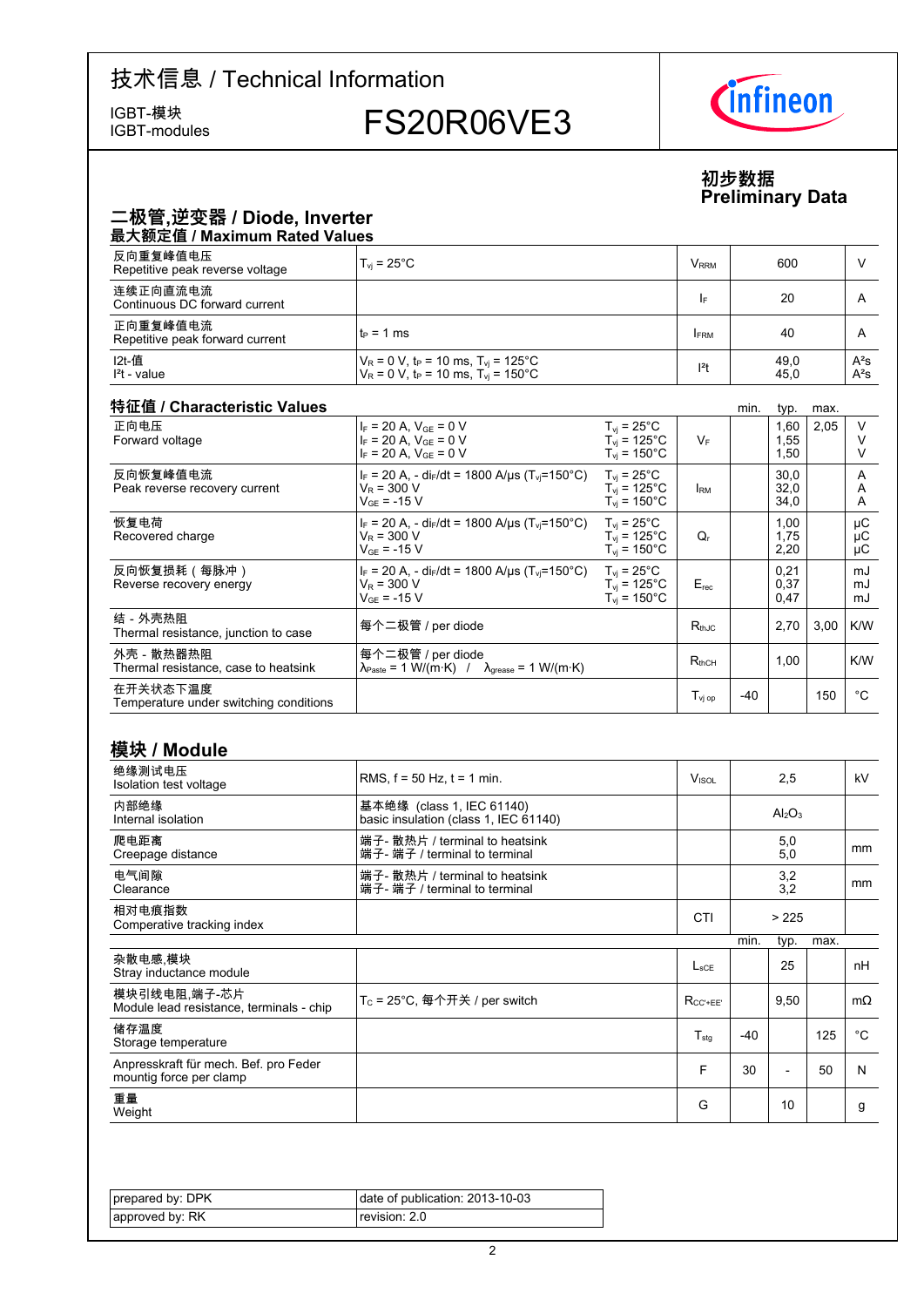# 技术信息 / Technical Information

IGBT-模块
IGBT-modules

**FS20R06VE3**

**初步数据**
**Preliminary Data**

## 二极管,逆变器 / Diode, Inverter

### 最大额定值 / Maximum Rated Values

| | | | | |
|---|---|---|---|---|
| 反向重复峰值电压<br>Repetitive peak reverse voltage | $T_{vj}$ = 25°C | $V_{RRM}$ | 600 | V |
| 连续正向直流电流<br>Continuous DC forward current | | $I_F$ | 20 | A |
| 正向重复峰值电流<br>Repetitive peak forward current | $t_P$ = 1 ms | $I_{FRM}$ | 40 | A |
| I2t-值<br>I²t - value | $V_R$ = 0 V, $t_P$ = 10 ms, $T_{vj}$ = 125°C<br>$V_R$ = 0 V, $t_P$ = 10 ms, $T_{vj}$ = 150°C | $I^2t$ | 49,0<br>45,0 | A²s<br>A²s |

### 特征值 / Characteristic Values

| | | | | min. | typ. | max. | |
|---|---|---|---|---|---|---|---|
| 正向电压<br>Forward voltage | $I_F$ = 20 A, $V_{GE}$ = 0 V<br>$I_F$ = 20 A, $V_{GE}$ = 0 V<br>$I_F$ = 20 A, $V_{GE}$ = 0 V | $T_{vj}$ = 25°C<br>$T_{vj}$ = 125°C<br>$T_{vj}$ = 150°C | $V_F$ | | 1,60<br>1,55<br>1,50 | 2,05 | V<br>V<br>V |
| 反向恢复峰值电流<br>Peak reverse recovery current | $I_F$ = 20 A, - $di_F/dt$ = 1800 A/µs ($T_{vj}$=150°C)<br>$V_R$ = 300 V<br>$V_{GE}$ = -15 V | $T_{vj}$ = 25°C<br>$T_{vj}$ = 125°C<br>$T_{vj}$ = 150°C | $I_{RM}$ | | 30,0<br>32,0<br>34,0 | | A<br>A<br>A |
| 恢复电荷<br>Recovered charge | $I_F$ = 20 A, - $di_F/dt$ = 1800 A/µs ($T_{vj}$=150°C)<br>$V_R$ = 300 V<br>$V_{GE}$ = -15 V | $T_{vj}$ = 25°C<br>$T_{vj}$ = 125°C<br>$T_{vj}$ = 150°C | $Q_r$ | | 1,00<br>1,75<br>2,20 | | µC<br>µC<br>µC |
| 反向恢复损耗（每脉冲）<br>Reverse recovery energy | $I_F$ = 20 A, - $di_F/dt$ = 1800 A/µs ($T_{vj}$=150°C)<br>$V_R$ = 300 V<br>$V_{GE}$ = -15 V | $T_{vj}$ = 25°C<br>$T_{vj}$ = 125°C<br>$T_{vj}$ = 150°C | $E_{rec}$ | | 0,21<br>0,37<br>0,47 | | mJ<br>mJ<br>mJ |
| 结 - 外壳热阻<br>Thermal resistance, junction to case | 每个二极管 / per diode | | $R_{thJC}$ | | 2,70 | 3,00 | K/W |
| 外壳 - 散热器热阻<br>Thermal resistance, case to heatsink | 每个二极管 / per diode<br>$\lambda_{Paste}$ = 1 W/(m·K) / $\lambda_{grease}$ = 1 W/(m·K) | | $R_{thCH}$ | | 1,00 | | K/W |
| 在开关状态下温度<br>Temperature under switching conditions | | | $T_{vj\ op}$ | -40 | | 150 | °C |

## 模块 / Module

| | | | | |
|---|---|---|---|---|
| 绝缘测试电压<br>Isolation test voltage | RMS, f = 50 Hz, t = 1 min. | $V_{ISOL}$ | 2,5 | kV |
| 内部绝缘<br>Internal isolation | 基本绝缘 (class 1, IEC 61140)<br>basic insulation (class 1, IEC 61140) | | $Al_2O_3$ | |
| 爬电距离<br>Creepage distance | 端子- 散热片 / terminal to heatsink<br>端子- 端子 / terminal to terminal | | 5,0<br>5,0 | mm |
| 电气间隙<br>Clearance | 端子- 散热片 / terminal to heatsink<br>端子- 端子 / terminal to terminal | | 3,2<br>3,2 | mm |
| 相对电痕指数<br>Comperative tracking index | | CTI | > 225 | |

| | | | min. | typ. | max. | |
|---|---|---|---|---|---|---|
| 杂散电感,模块<br>Stray inductance module | | $L_{sCE}$ | | 25 | | nH |
| 模块引线电阻,端子-芯片<br>Module lead resistance, terminals - chip | $T_C$ = 25°C, 每个开关 / per switch | $R_{CC'+EE'}$ | | 9,50 | | mΩ |
| 储存温度<br>Storage temperature | | $T_{stg}$ | -40 | | 125 | °C |
| Anpresskraft für mech. Bef. pro Feder<br>mountig force per clamp | | F | 30 | - | 50 | N |
| 重量<br>Weight | | G | | 10 | | g |

| | |
|---|---|
| prepared by: DPK | date of publication: 2013-10-03 |
| approved by: RK | revision: 2.0 |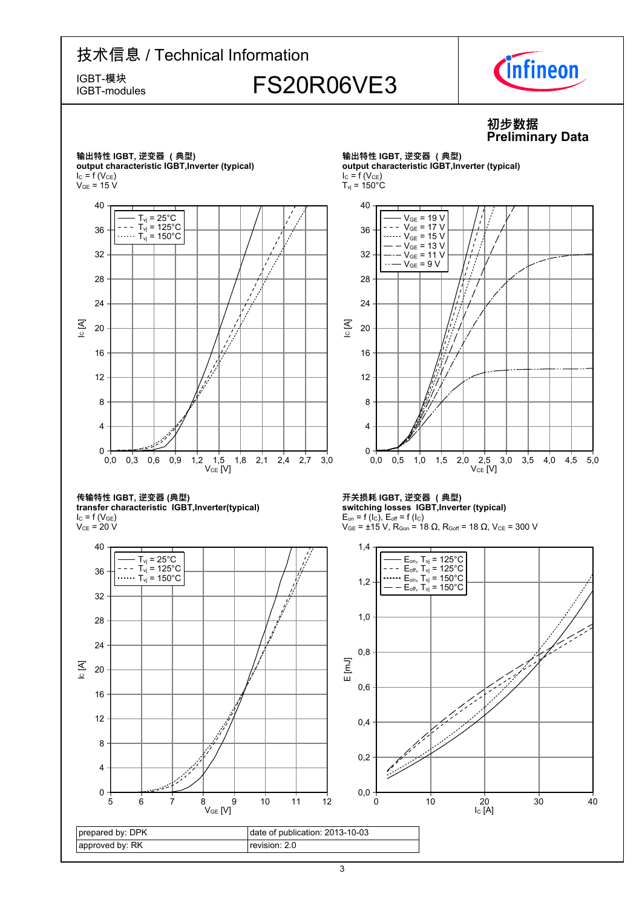# 技术信息 / Technical Information

IGBT-模块
IGBT-modules

## FS20R06VE3

初步数据
**Preliminary Data**

**输出特性 IGBT, 逆变器 （典型）**
**output characteristic IGBT,Inverter (typical)**
$I_C = f (V_{CE})$
$V_{GE} = 15\ V$

Legend: $T_{vj} = 25°C$, $T_{vj} = 125°C$, $T_{vj} = 150°C$
Axes: $I_C$ [A] (0–40); $V_{CE}$ [V] (0,0–3,0)

**输出特性 IGBT, 逆变器 （典型）**
**output characteristic IGBT,Inverter (typical)**
$I_C = f (V_{CE})$
$T_{vj} = 150°C$

Legend: $V_{GE} = 19\ V$, $V_{GE} = 17\ V$, $V_{GE} = 15\ V$, $V_{GE} = 13\ V$, $V_{GE} = 11\ V$, $V_{GE} = 9\ V$
Axes: $I_C$ [A] (0–40); $V_{CE}$ [V] (0,0–5,0)

**传输特性 IGBT, 逆变器 (典型)**
**transfer characteristic IGBT,Inverter(typical)**
$I_C = f (V_{GE})$
$V_{CE} = 20\ V$

Legend: $T_{vj} = 25°C$, $T_{vj} = 125°C$, $T_{vj} = 150°C$
Axes: $I_C$ [A] (0–40); $V_{GE}$ [V] (5–12)

**开关损耗 IGBT, 逆变器 （典型）**
**switching losses IGBT,Inverter (typical)**
$E_{on} = f (I_C)$, $E_{off} = f (I_C)$
$V_{GE} = ±15\ V$, $R_{Gon} = 18\ Ω$, $R_{Goff} = 18\ Ω$, $V_{CE} = 300\ V$

Legend: $E_{on}$, $T_{vj} = 125°C$; $E_{off}$, $T_{vj} = 125°C$; $E_{on}$, $T_{vj} = 150°C$; $E_{off}$, $T_{vj} = 150°C$
Axes: E [mJ] (0,0–1,4); $I_C$ [A] (0–40)

| prepared by: DPK | date of publication: 2013-10-03 |
|---|---|
| approved by: RK | revision: 2.0 |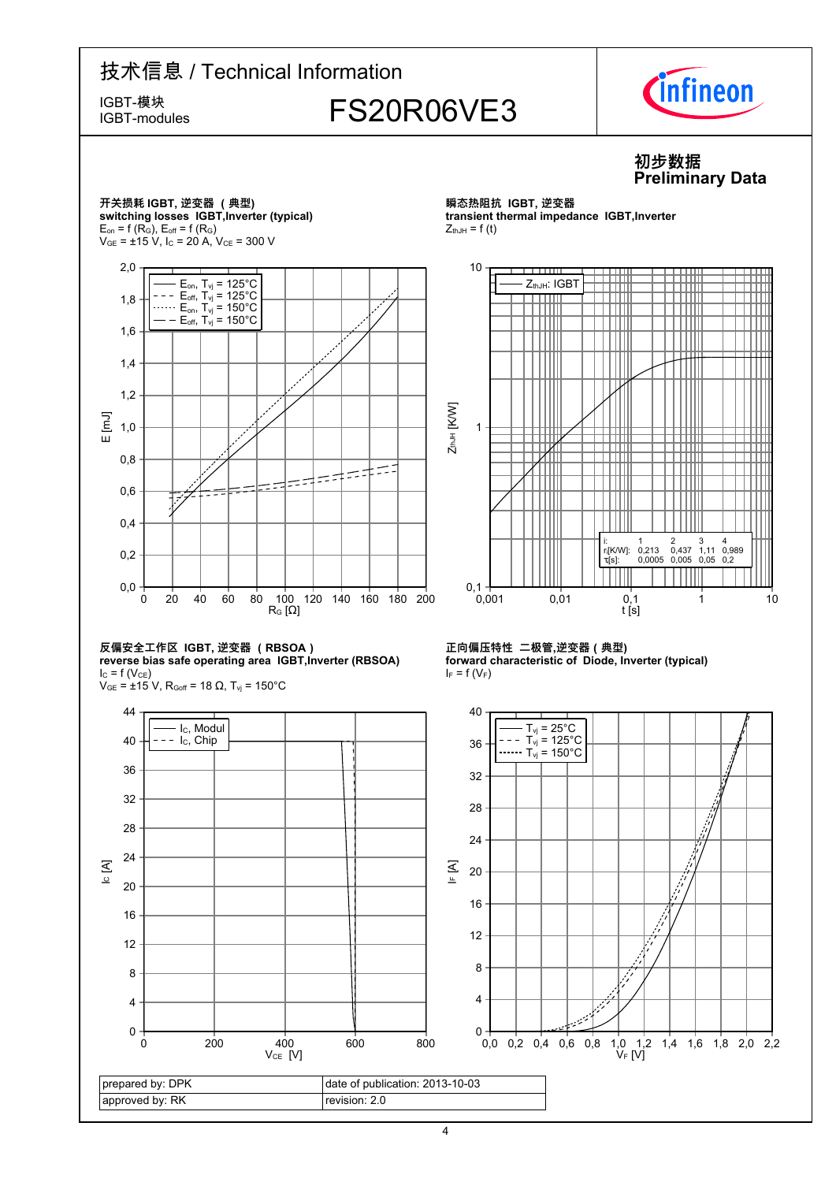# 技术信息 / Technical Information

IGBT-模块
IGBT-modules

## FS20R06VE3

**初步数据**
**Preliminary Data**

### 开关损耗 IGBT, 逆变器 ( 典型)
**switching losses IGBT,Inverter (typical)**
$E_{on} = f(R_G)$, $E_{off} = f(R_G)$
$V_{GE} = \pm15$ V, $I_C = 20$ A, $V_{CE} = 300$ V

Legend: $E_{on}$, $T_{vj} = 125°C$; $E_{off}$, $T_{vj} = 125°C$; $E_{on}$, $T_{vj} = 150°C$; $E_{off}$, $T_{vj} = 150°C$

Axes: E [mJ] (0,0 – 2,0) vs. $R_G$ [Ω] (0 – 200)

### 瞬态热阻抗 IGBT, 逆变器
**transient thermal impedance IGBT,Inverter**
$Z_{thJH} = f(t)$

Legend: $Z_{thJH}$: IGBT

Axes: $Z_{thJH}$ [K/W] (0,1 – 10) vs. t [s] (0,001 – 10)

| i: | 1 | 2 | 3 | 4 |
|---|---|---|---|---|
| $r_i$[K/W]: | 0,213 | 0,437 | 1,11 | 0,989 |
| $\tau_i$[s]: | 0,0005 | 0,005 | 0,05 | 0,2 |

### 反偏安全工作区 IGBT, 逆变器 ( RBSOA )
**reverse bias safe operating area IGBT,Inverter (RBSOA)**
$I_C = f(V_{CE})$
$V_{GE} = \pm15$ V, $R_{Goff} = 18$ Ω, $T_{vj} = 150°C$

Legend: $I_C$, Modul; $I_C$, Chip

Axes: $I_C$ [A] (0 – 44) vs. $V_{CE}$ [V] (0 – 800)

### 正向偏压特性 二极管,逆变器 ( 典型)
**forward characteristic of Diode, Inverter (typical)**
$I_F = f(V_F)$

Legend: $T_{vj} = 25°C$; $T_{vj} = 125°C$; $T_{vj} = 150°C$

Axes: $I_F$ [A] (0 – 40) vs. $V_F$ [V] (0,0 – 2,2)

| prepared by: DPK | date of publication: 2013-10-03 |
|---|---|
| approved by: RK | revision: 2.0 |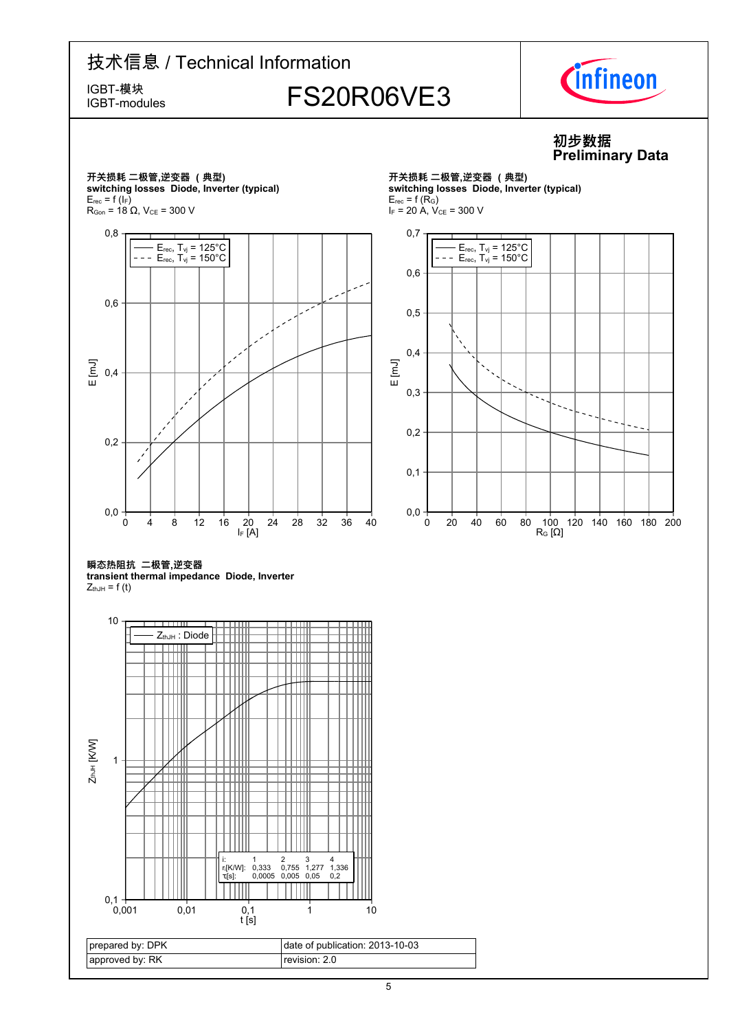# FS20R06VE3

技术信息 / Technical Information

IGBT-模块
IGBT-modules

**初步数据**
**Preliminary Data**

**开关损耗 二极管,逆变器 ( 典型)**
**switching losses Diode, Inverter (typical)**
$E_{rec} = f(I_F)$
$R_{Gon} = 18\ \Omega$, $V_{CE} = 300$ V

- $E_{rec}$, $T_{vj} = 125°C$
- $E_{rec}$, $T_{vj} = 150°C$

E [mJ] vs. $I_F$ [A]

**开关损耗 二极管,逆变器 ( 典型)**
**switching losses Diode, Inverter (typical)**
$E_{rec} = f(R_G)$
$I_F = 20$ A, $V_{CE} = 300$ V

- $E_{rec}$, $T_{vj} = 125°C$
- $E_{rec}$, $T_{vj} = 150°C$

E [mJ] vs. $R_G$ [Ω]

**瞬态热阻抗 二极管,逆变器**
**transient thermal impedance Diode, Inverter**
$Z_{thJH} = f(t)$

- $Z_{thJH}$ : Diode

$Z_{thJH}$ [K/W] vs. t [s]

| i: | 1 | 2 | 3 | 4 |
|---|---|---|---|---|
| $r_i$[K/W]: | 0,333 | 0,755 | 1,277 | 1,336 |
| $\tau_i$[s]: | 0,0005 | 0,005 | 0,05 | 0,2 |

| prepared by: DPK | date of publication: 2013-10-03 |
|---|---|
| approved by: RK | revision: 2.0 |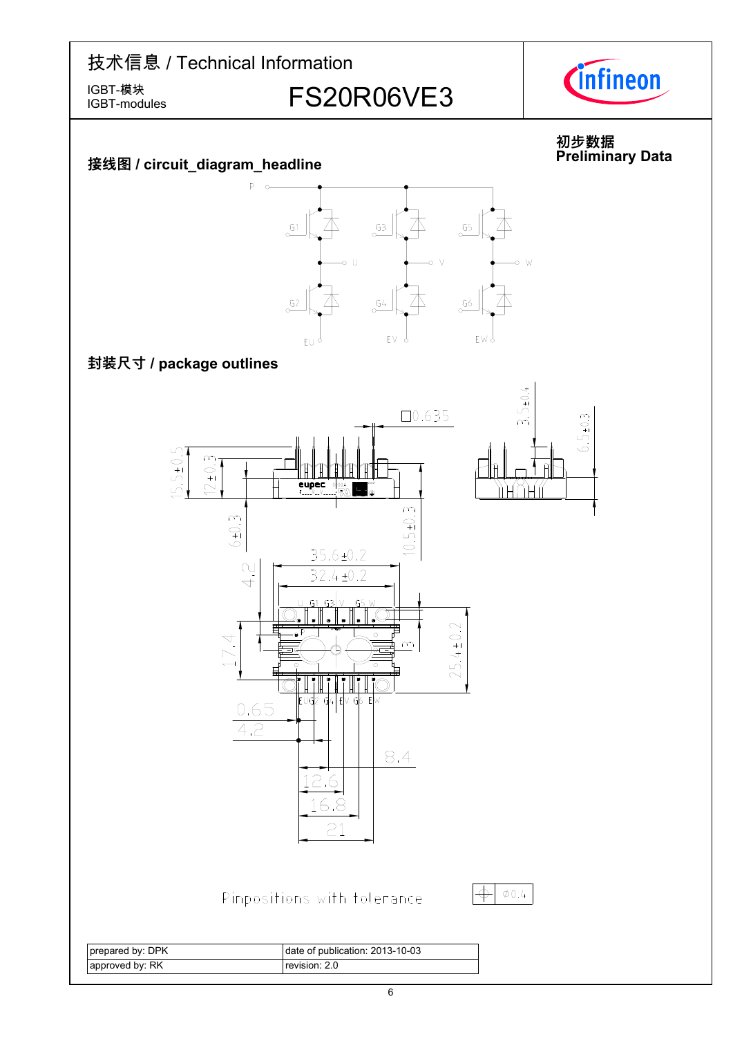# 技术信息 / Technical Information

IGBT-模块
IGBT-modules

**FS20R06VE3**

**初步数据**
**Preliminary Data**

## 接线图 / circuit_diagram_headline

## 封装尺寸 / package outlines

Pinpositions with tolerance ⌖ ⌀0.4

| prepared by: DPK | date of publication: 2013-10-03 |
|---|---|
| approved by: RK | revision: 2.0 |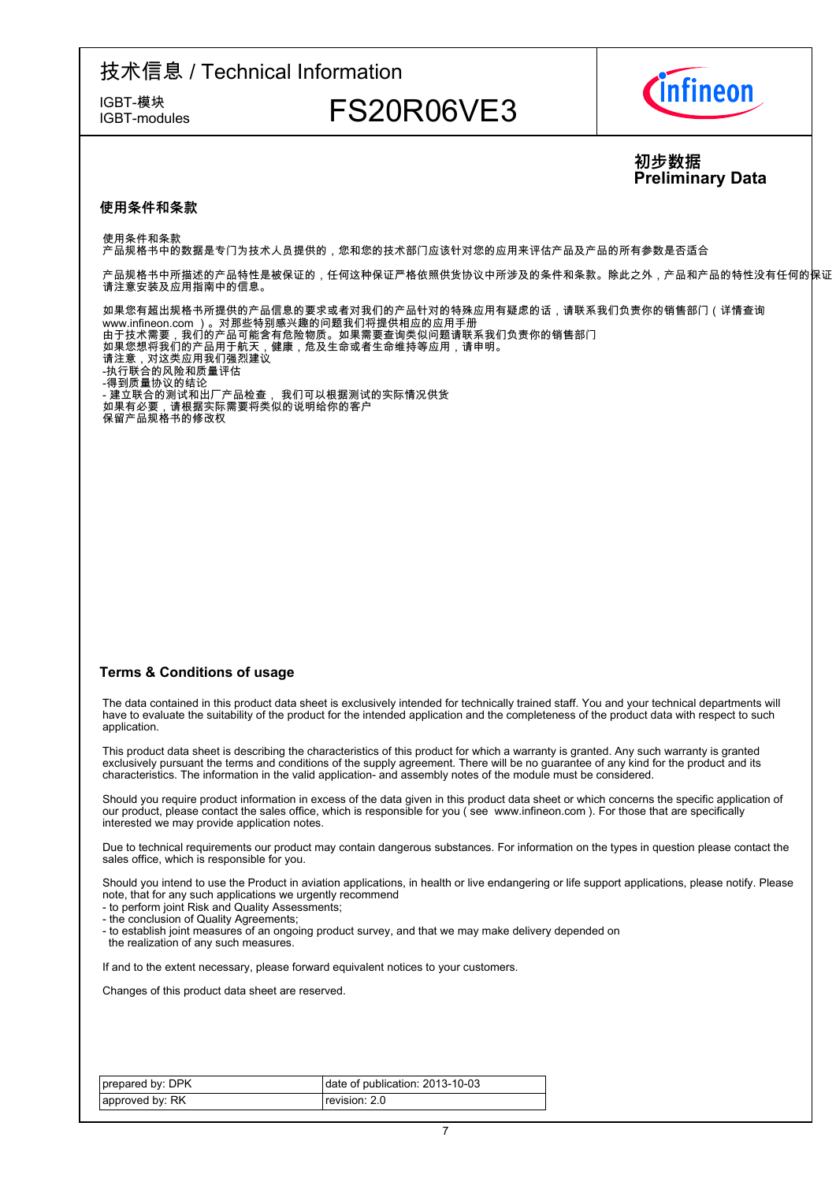# 技术信息 / Technical Information

IGBT-模块
IGBT-modules

# FS20R06VE3

**初步数据**
**Preliminary Data**

## 使用条件和条款

使用条件和条款
产品规格书中的数据是专门为技术人员提供的，您和您的技术部门应该针对您的应用来评估产品及产品的所有参数是否适合

产品规格书中所描述的产品特性是被保证的，任何这种保证严格依照供货协议中所涉及的条件和条款。除此之外，产品和产品的特性没有任何的保证
请注意安装及应用指南中的信息。

如果您有超出规格书所提供的产品信息的要求或者对我们的产品针对的特殊应用有疑虑的话，请联系我们负责你的销售部门（详情查询 www.infineon.com ）。对那些特别感兴趣的问题我们将提供相应的应用手册
由于技术需要，我们的产品可能含有危险物质。如果需要查询类似问题请联系我们负责你的销售部门
如果您想将我们的产品用于航天，健康，危及生命或者生命维持等应用，请申明。
请注意，对这类应用我们强烈建议
-执行联合的风险和质量评估
-得到质量协议的结论
- 建立联合的测试和出厂产品检查， 我们可以根据测试的实际情况供货
如果有必要，请根据实际需要将类似的说明给你的客户
保留产品规格书的修改权

## Terms & Conditions of usage

The data contained in this product data sheet is exclusively intended for technically trained staff. You and your technical departments will have to evaluate the suitability of the product for the intended application and the completeness of the product data with respect to such application.

This product data sheet is describing the characteristics of this product for which a warranty is granted. Any such warranty is granted exclusively pursuant the terms and conditions of the supply agreement. There will be no guarantee of any kind for the product and its characteristics. The information in the valid application- and assembly notes of the module must be considered.

Should you require product information in excess of the data given in this product data sheet or which concerns the specific application of our product, please contact the sales office, which is responsible for you ( see www.infineon.com ). For those that are specifically interested we may provide application notes.

Due to technical requirements our product may contain dangerous substances. For information on the types in question please contact the sales office, which is responsible for you.

Should you intend to use the Product in aviation applications, in health or live endangering or life support applications, please notify. Please note, that for any such applications we urgently recommend
- to perform joint Risk and Quality Assessments;
- the conclusion of Quality Agreements;
- to establish joint measures of an ongoing product survey, and that we may make delivery depended on the realization of any such measures.

If and to the extent necessary, please forward equivalent notices to your customers.

Changes of this product data sheet are reserved.

| | |
|---|---|
| prepared by: DPK | date of publication: 2013-10-03 |
| approved by: RK | revision: 2.0 |